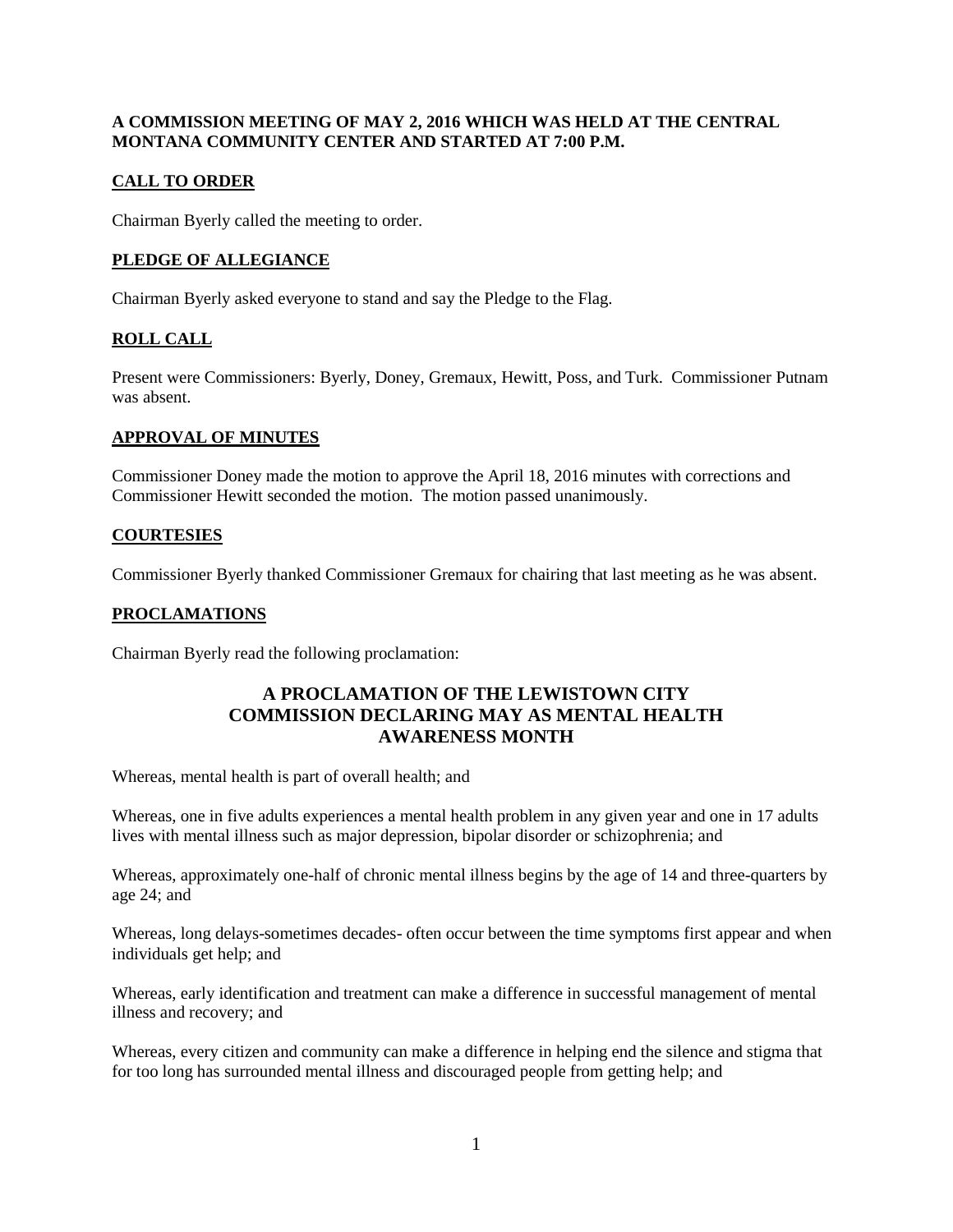**A COMMISSION MEETING OF MAY 2, 2016 WHICH WAS HELD AT THE CENTRAL MONTANA COMMUNITY CENTER AND STARTED AT 7:00 P.M.**

## CALL TO ORDER

Chairman Byerly called the meeting to order.

## PLEDGE OF ALLEGIANCE

Chairman Byerly asked everyone to stand and say the Pledge to the Flag.

## ROLL CALL

Present were Commissioners: Byerly, Doney, Gremaux, Hewitt, Poss, and Turk. Commissioner Putnam was absent.

## APPROVAL OF MINUTES

Commissioner Doney made the motion to approve the April 18, 2016 minutes with corrections and Commissioner Hewitt seconded the motion. The motion passed unanimously.

## COURTESIES

Commissioner Byerly thanked Commissioner Gremaux for chairing that last meeting as he was absent.

## PROCLAMATIONS

Chairman Byerly read the following proclamation:

### A PROCLAMATION OF THE LEWISTOWN CITY COMMISSION DECLARING MAY AS MENTAL HEALTH AWARENESS MONTH

Whereas, mental health is part of overall health; and

Whereas, one in five adults experiences a mental health problem in any given year and one in 17 adults lives with mental illness such as major depression, bipolar disorder or schizophrenia; and

Whereas, approximately one-half of chronic mental illness begins by the age of 14 and three-quarters by age 24; and

Whereas, long delays-sometimes decades- often occur between the time symptoms first appear and when individuals get help; and

Whereas, early identification and treatment can make a difference in successful management of mental illness and recovery; and

Whereas, every citizen and community can make a difference in helping end the silence and stigma that for too long has surrounded mental illness and discouraged people from getting help; and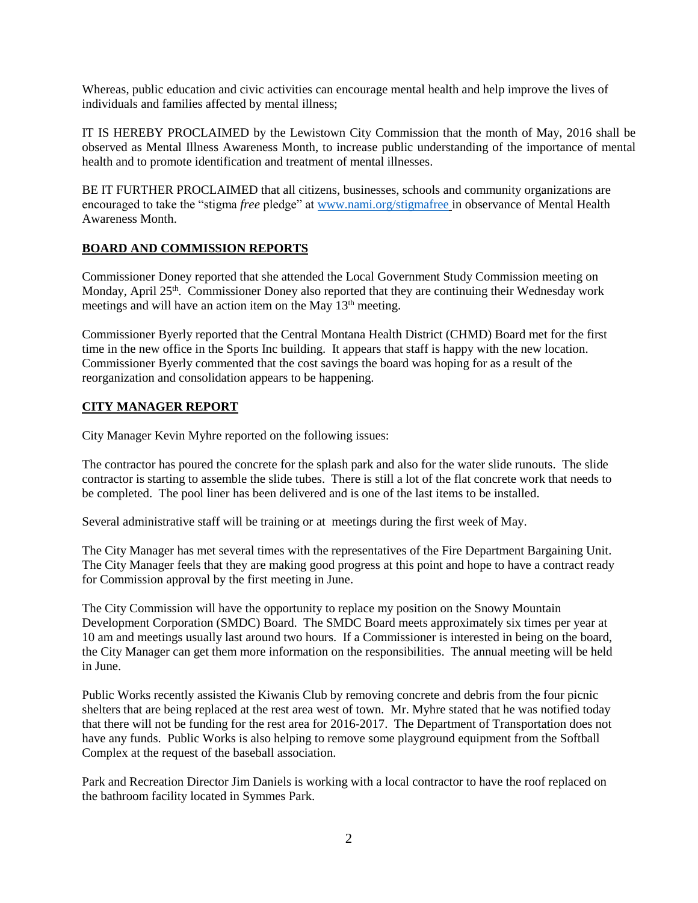Whereas, public education and civic activities can encourage mental health and help improve the lives of individuals and families affected by mental illness;

IT IS HEREBY PROCLAIMED by the Lewistown City Commission that the month of May, 2016 shall be observed as Mental Illness Awareness Month, to increase public understanding of the importance of mental health and to promote identification and treatment of mental illnesses.

BE IT FURTHER PROCLAIMED that all citizens, businesses, schools and community organizations are encouraged to take the "stigma *free* pledge" at www.nami.org/stigmafree in observance of Mental Health Awareness Month.

## BOARD AND COMMISSION REPORTS

Commissioner Doney reported that she attended the Local Government Study Commission meeting on Monday, April 25th. Commissioner Doney also reported that they are continuing their Wednesday work meetings and will have an action item on the May 13th meeting.

Commissioner Byerly reported that the Central Montana Health District (CHMD) Board met for the first time in the new office in the Sports Inc building. It appears that staff is happy with the new location. Commissioner Byerly commented that the cost savings the board was hoping for as a result of the reorganization and consolidation appears to be happening.

## CITY MANAGER REPORT

City Manager Kevin Myhre reported on the following issues:

The contractor has poured the concrete for the splash park and also for the water slide runouts. The slide contractor is starting to assemble the slide tubes. There is still a lot of the flat concrete work that needs to be completed. The pool liner has been delivered and is one of the last items to be installed.

Several administrative staff will be training or at meetings during the first week of May.

The City Manager has met several times with the representatives of the Fire Department Bargaining Unit. The City Manager feels that they are making good progress at this point and hope to have a contract ready for Commission approval by the first meeting in June.

The City Commission will have the opportunity to replace my position on the Snowy Mountain Development Corporation (SMDC) Board. The SMDC Board meets approximately six times per year at 10 am and meetings usually last around two hours. If a Commissioner is interested in being on the board, the City Manager can get them more information on the responsibilities. The annual meeting will be held in June.

Public Works recently assisted the Kiwanis Club by removing concrete and debris from the four picnic shelters that are being replaced at the rest area west of town. Mr. Myhre stated that he was notified today that there will not be funding for the rest area for 2016-2017. The Department of Transportation does not have any funds. Public Works is also helping to remove some playground equipment from the Softball Complex at the request of the baseball association.

Park and Recreation Director Jim Daniels is working with a local contractor to have the roof replaced on the bathroom facility located in Symmes Park.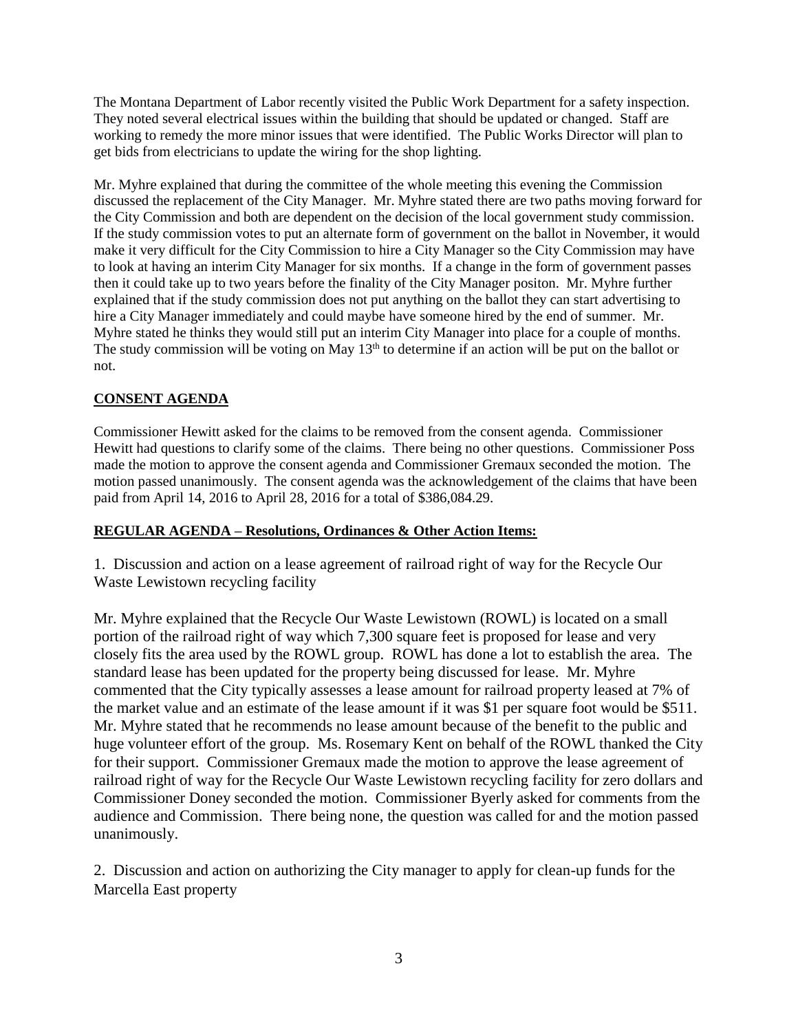The Montana Department of Labor recently visited the Public Work Department for a safety inspection. They noted several electrical issues within the building that should be updated or changed. Staff are working to remedy the more minor issues that were identified. The Public Works Director will plan to get bids from electricians to update the wiring for the shop lighting.

Mr. Myhre explained that during the committee of the whole meeting this evening the Commission discussed the replacement of the City Manager. Mr. Myhre stated there are two paths moving forward for the City Commission and both are dependent on the decision of the local government study commission. If the study commission votes to put an alternate form of government on the ballot in November, it would make it very difficult for the City Commission to hire a City Manager so the City Commission may have to look at having an interim City Manager for six months. If a change in the form of government passes then it could take up to two years before the finality of the City Manager positon. Mr. Myhre further explained that if the study commission does not put anything on the ballot they can start advertising to hire a City Manager immediately and could maybe have someone hired by the end of summer. Mr. Myhre stated he thinks they would still put an interim City Manager into place for a couple of months. The study commission will be voting on May 13th to determine if an action will be put on the ballot or not.

**CONSENT AGENDA**

Commissioner Hewitt asked for the claims to be removed from the consent agenda. Commissioner Hewitt had questions to clarify some of the claims. There being no other questions. Commissioner Poss made the motion to approve the consent agenda and Commissioner Gremaux seconded the motion. The motion passed unanimously. The consent agenda was the acknowledgement of the claims that have been paid from April 14, 2016 to April 28, 2016 for a total of $386,084.29.

**REGULAR AGENDA – Resolutions, Ordinances & Other Action Items:**

1. Discussion and action on a lease agreement of railroad right of way for the Recycle Our Waste Lewistown recycling facility

Mr. Myhre explained that the Recycle Our Waste Lewistown (ROWL) is located on a small portion of the railroad right of way which 7,300 square feet is proposed for lease and very closely fits the area used by the ROWL group. ROWL has done a lot to establish the area. The standard lease has been updated for the property being discussed for lease. Mr. Myhre commented that the City typically assesses a lease amount for railroad property leased at 7% of the market value and an estimate of the lease amount if it was $1 per square foot would be $511. Mr. Myhre stated that he recommends no lease amount because of the benefit to the public and huge volunteer effort of the group. Ms. Rosemary Kent on behalf of the ROWL thanked the City for their support. Commissioner Gremaux made the motion to approve the lease agreement of railroad right of way for the Recycle Our Waste Lewistown recycling facility for zero dollars and Commissioner Doney seconded the motion. Commissioner Byerly asked for comments from the audience and Commission. There being none, the question was called for and the motion passed unanimously.

2. Discussion and action on authorizing the City manager to apply for clean-up funds for the Marcella East property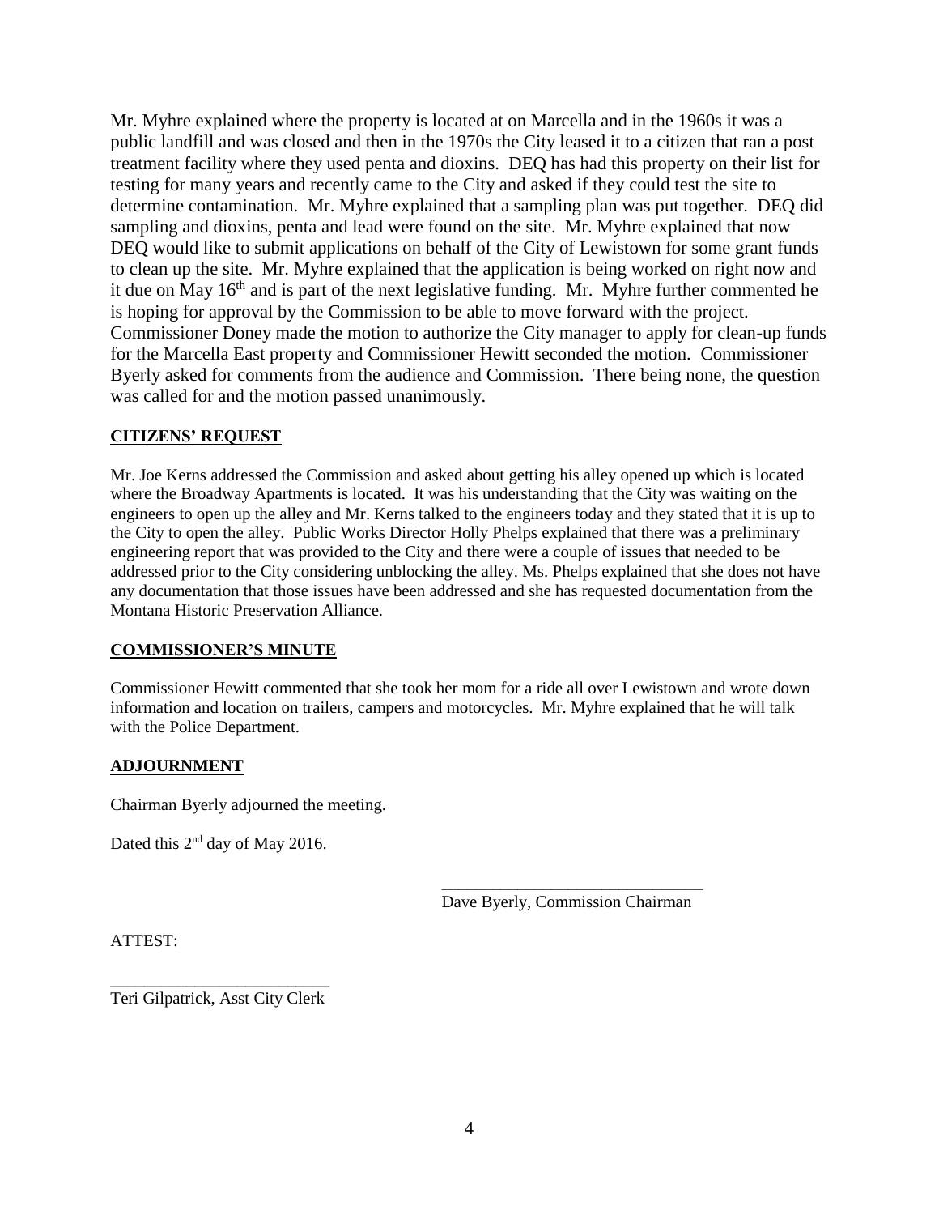Mr. Myhre explained where the property is located at on Marcella and in the 1960s it was a public landfill and was closed and then in the 1970s the City leased it to a citizen that ran a post treatment facility where they used penta and dioxins. DEQ has had this property on their list for testing for many years and recently came to the City and asked if they could test the site to determine contamination. Mr. Myhre explained that a sampling plan was put together. DEQ did sampling and dioxins, penta and lead were found on the site. Mr. Myhre explained that now DEQ would like to submit applications on behalf of the City of Lewistown for some grant funds to clean up the site. Mr. Myhre explained that the application is being worked on right now and it due on May 16th and is part of the next legislative funding. Mr. Myhre further commented he is hoping for approval by the Commission to be able to move forward with the project. Commissioner Doney made the motion to authorize the City manager to apply for clean-up funds for the Marcella East property and Commissioner Hewitt seconded the motion. Commissioner Byerly asked for comments from the audience and Commission. There being none, the question was called for and the motion passed unanimously.

## CITIZENS' REQUEST

Mr. Joe Kerns addressed the Commission and asked about getting his alley opened up which is located where the Broadway Apartments is located. It was his understanding that the City was waiting on the engineers to open up the alley and Mr. Kerns talked to the engineers today and they stated that it is up to the City to open the alley. Public Works Director Holly Phelps explained that there was a preliminary engineering report that was provided to the City and there were a couple of issues that needed to be addressed prior to the City considering unblocking the alley. Ms. Phelps explained that she does not have any documentation that those issues have been addressed and she has requested documentation from the Montana Historic Preservation Alliance.

## COMMISSIONER'S MINUTE

Commissioner Hewitt commented that she took her mom for a ride all over Lewistown and wrote down information and location on trailers, campers and motorcycles. Mr. Myhre explained that he will talk with the Police Department.

## ADJOURNMENT

Chairman Byerly adjourned the meeting.

Dated this 2nd day of May 2016.

_______________________________
Dave Byerly, Commission Chairman

ATTEST:

_________________________
Teri Gilpatrick, Asst City Clerk